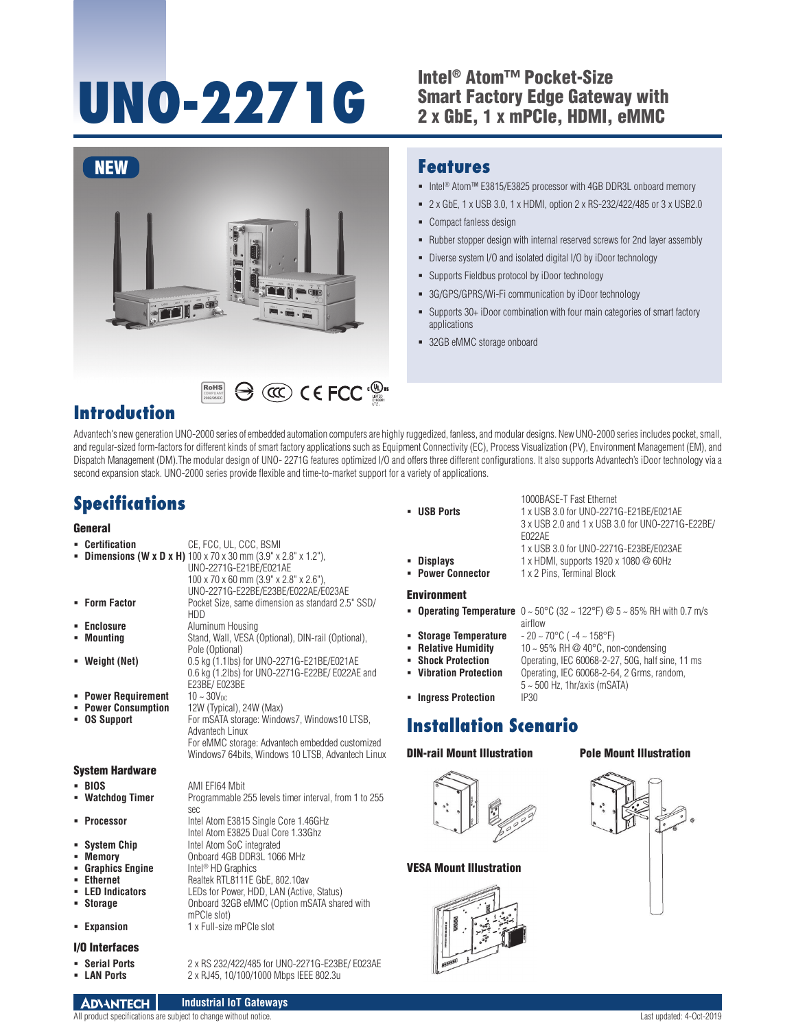# UNO-2271G

## Intel® Atom™ Pocket-Size Smart Factory Edge Gateway with 2 x GbE, 1 x mPCIe, HDMI, eMMC

NEW

## Features

- Intel® Atom™ E3815/E3825 processor with 4GB DDR3L onboard memory
- 2 x GbE, 1 x USB 3.0, 1 x HDMI, option 2 x RS-232/422/485 or 3 x USB2.0
- Compact fanless design
- Rubber stopper design with internal reserved screws for 2nd layer assembly
- Diverse system I/O and isolated digital I/O by iDoor technology
- Supports Fieldbus protocol by iDoor technology
- 3G/GPS/GPRS/Wi-Fi communication by iDoor technology
- Supports 30+ iDoor combination with four main categories of smart factory applications
- 32GB eMMC storage onboard

## Introduction

Advantech's new generation UNO-2000 series of embedded automation computers are highly ruggedized, fanless, and modular designs. New UNO-2000 series includes pocket, small, and regular-sized form-factors for different kinds of smart factory applications such as Equipment Connectivity (EC), Process Visualization (PV), Environment Management (EM), and Dispatch Management (DM).The modular design of UNO- 2271G features optimized I/O and offers three different configurations. It also supports Advantech's iDoor technology via a second expansion stack. UNO-2000 series provide flexible and time-to-market support for a variety of applications.

## Specifications

### General

- **Certification**: CE, FCC, UL, CCC, BSMI
- **Dimensions (W x D x H)**: 100 x 70 x 30 mm (3.9" x 2.8" x 1.2"), UNO-2271G-E21BE/E021AE
  100 x 70 x 60 mm (3.9" x 2.8" x 2.6"), UNO-2271G-E22BE/E23BE/E022AE/E023AE
- **Form Factor**: Pocket Size, same dimension as standard 2.5" SSD/ HDD
- **Enclosure**: Aluminum Housing
- **Mounting**: Stand, Wall, VESA (Optional), DIN-rail (Optional), Pole (Optional)
- **Weight (Net)**: 0.5 kg (1.1lbs) for UNO-2271G-E21BE/E021AE
  0.6 kg (1.2lbs) for UNO-2271G-E22BE/ E022AE and E23BE/ E023BE
- **Power Requirement**: 10 ~ 30V$_{DC}$
- **Power Consumption**: 12W (Typical), 24W (Max)
- **OS Support**: For mSATA storage: Windows7, Windows10 LTSB, Advantech Linux
  For eMMC storage: Advantech embedded customized Windows7 64bits, Windows 10 LTSB, Advantech Linux

### System Hardware

- **BIOS**: AMI EFI64 Mbit
- **Watchdog Timer**: Programmable 255 levels timer interval, from 1 to 255 sec
- **Processor**: Intel Atom E3815 Single Core 1.46GHz
  Intel Atom E3825 Dual Core 1.33Ghz
- **System Chip**: Intel Atom SoC integrated
- **Memory**: Onboard 4GB DDR3L 1066 MHz
- **Graphics Engine**: Intel® HD Graphics
- **Ethernet**: Realtek RTL8111E GbE, 802.10av
- **LED Indicators**: LEDs for Power, HDD, LAN (Active, Status)
- **Storage**: Onboard 32GB eMMC (Option mSATA shared with mPCIe slot)
- **Expansion**: 1 x Full-size mPCIe slot

### I/O Interfaces

- **Serial Ports**: 2 x RS 232/422/485 for UNO-2271G-E23BE/ E023AE
- **LAN Ports**: 2 x RJ45, 10/100/1000 Mbps IEEE 802.3u 1000BASE-T Fast Ethernet
- **USB Ports**: 1 x USB 3.0 for UNO-2271G-E21BE/E021AE
  3 x USB 2.0 and 1 x USB 3.0 for UNO-2271G-E22BE/ E022AE
  1 x USB 3.0 for UNO-2271G-E23BE/E023AE
- **Displays**: 1 x HDMI, supports 1920 x 1080 @ 60Hz
- **Power Connector**: 1 x 2 Pins, Terminal Block

### Environment

- **Operating Temperature**: 0 ~ 50°C (32 ~ 122°F) @ 5 ~ 85% RH with 0.7 m/s airflow
- **Storage Temperature**: - 20 ~ 70°C ( -4 ~ 158°F)
- **Relative Humidity**: 10 ~ 95% RH @ 40°C, non-condensing
- **Shock Protection**: Operating, IEC 60068-2-27, 50G, half sine, 11 ms
- **Vibration Protection**: Operating, IEC 60068-2-64, 2 Grms, random, 5 ~ 500 Hz, 1hr/axis (mSATA)
- **Ingress Protection**: IP30

## Installation Scenario

**DIN-rail Mount Illustration**

**Pole Mount Illustration**

**VESA Mount Illustration**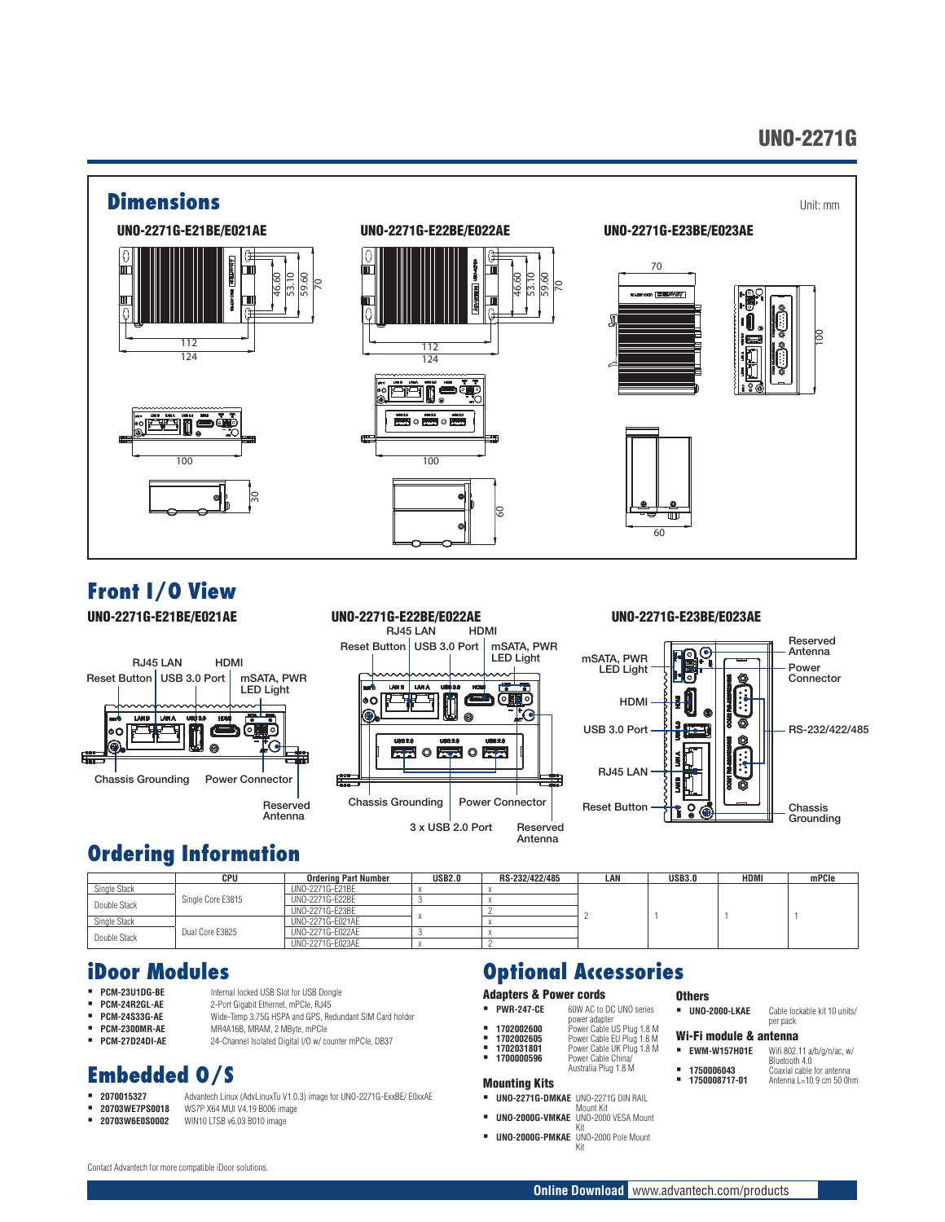# UNO-2271G

## Dimensions

Unit: mm

### UNO-2271G-E21BE/E021AE

112
124
46.60
53.10
59.60
70
100
30

### UNO-2271G-E22BE/E022AE

112
124
46.60
53.10
59.60
70
100
60

### UNO-2271G-E23BE/E023AE

70
100
60

## Front I/O View

### UNO-2271G-E21BE/E021AE

RJ45 LAN, HDMI, Reset Button, USB 3.0 Port, mSATA, PWR LED Light, Chassis Grounding, Power Connector, Reserved Antenna

### UNO-2271G-E22BE/E022AE

RJ45 LAN, HDMI, Reset Button, USB 3.0 Port, mSATA, PWR LED Light, Chassis Grounding, Power Connector, 3 x USB 2.0 Port, Reserved Antenna

### UNO-2271G-E23BE/E023AE

mSATA, PWR LED Light, HDMI, USB 3.0 Port, RJ45 LAN, Reset Button, Reserved Antenna, Power Connector, RS-232/422/485, Chassis Grounding

## Ordering Information

| | CPU | Ordering Part Number | USB2.0 | RS-232/422/485 | LAN | USB3.0 | HDMI | mPCIe |
|---|---|---|---|---|---|---|---|---|
| Single Stack | Single Core E3815 | UNO-2271G-E21BE | x | x | 2 | 1 | 1 | 1 |
| Double Stack | | UNO-2271G-E22BE | 3 | x | | | | |
| | | UNO-2271G-E23BE | x | 2 | | | | |
| Single Stack | Dual Core E3825 | UNO-2271G-E021AE | | x | | | | |
| Double Stack | | UNO-2271G-E022AE | 3 | x | | | | |
| | | UNO-2271G-E023AE | x | 2 | | | | |

## iDoor Modules

- **PCM-23U1DG-BE** Internal locked USB Slot for USB Dongle
- **PCM-24R2GL-AE** 2-Port Gigabit Ethernet, mPCIe, RJ45
- **PCM-24S33G-AE** Wide-Temp 3.75G HSPA and GPS, Redundant SIM Card holder
- **PCM-2300MR-AE** MR4A16B, MRAM, 2 MByte, mPCIe
- **PCM-27D24DI-AE** 24-Channel Isolated Digital I/O w/ counter mPCIe, DB37

## Embedded O/S

- **2070015327** Advantech Linux (AdvLinuxTu V1.0.3) image for UNO-2271G-ExxBE/ E0xxAE
- **20703WE7PS0018** WS7P X64 MUI V4.19 B006 image
- **20703W6E0S0002** WIN10 LTSB v6.03 B010 image

Contact Advantech for more compatible iDoor solutions.

## Optional Accessories

### Adapters & Power cords

- **PWR-247-CE** 60W AC to DC UNO series power adapter
- **1702002600** Power Cable US Plug 1.8 M
- **1702002605** Power Cable EU Plug 1.8 M
- **1702031801** Power Cable UK Plug 1.8 M
- **1700000596** Power Cable China/ Australia Plug 1.8 M

### Mounting Kits

- **UNO-2271G-DMKAE** UNO-2271G DIN RAIL Mount Kit
- **UNO-2000G-VMKAE** UNO-2000 VESA Mount Kit
- **UNO-2000G-PMKAE** UNO-2000 Pole Mount Kit

### Others

- **UNO-2000-LKAE** Cable lockable kit 10 units/ per pack

### Wi-Fi module & antenna

- **EWM-W157H01E** Wifi 802.11 a/b/g/n/ac, w/ Bluetooth 4.0
- **1750006043** Coaxial cable for antenna
- **1750008717-01** Antenna L=10.9 cm 50 Ohm

**Online Download** www.advantech.com/products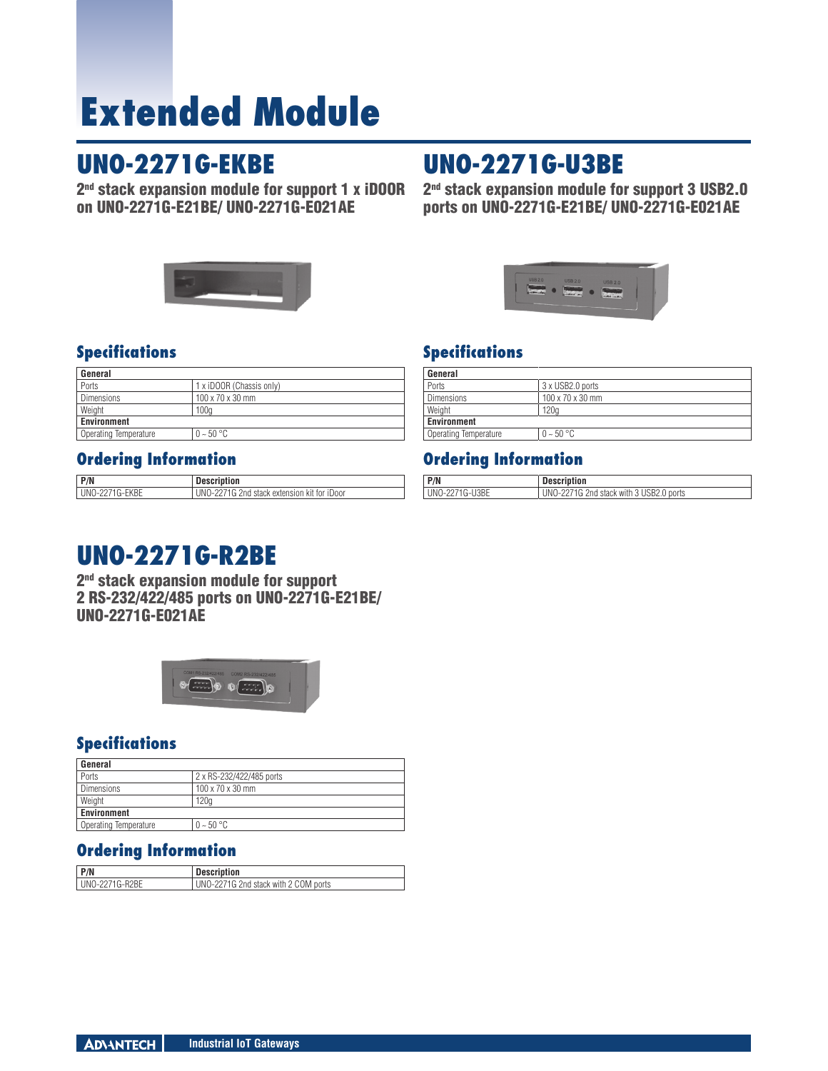# Extended Module

## UNO-2271G-EKBE

**2nd stack expansion module for support 1 x iDOOR on UNO-2271G-E21BE/ UNO-2271G-E021AE**

### Specifications

| General | |
|---|---|
| Ports | 1 x iDOOR (Chassis only) |
| Dimensions | 100 x 70 x 30 mm |
| Weight | 100g |
| **Environment** | |
| Operating Temperature | 0 ~ 50 °C |

### Ordering Information

| P/N | Description |
|---|---|
| UNO-2271G-EKBE | UNO-2271G 2nd stack extension kit for iDoor |

## UNO-2271G-U3BE

**2nd stack expansion module for support 3 USB2.0 ports on UNO-2271G-E21BE/ UNO-2271G-E021AE**

### Specifications

| General | |
|---|---|
| Ports | 3 x USB2.0 ports |
| Dimensions | 100 x 70 x 30 mm |
| Weight | 120g |
| **Environment** | |
| Operating Temperature | 0 ~ 50 °C |

### Ordering Information

| P/N | Description |
|---|---|
| UNO-2271G-U3BE | UNO-2271G 2nd stack with 3 USB2.0 ports |

## UNO-2271G-R2BE

**2nd stack expansion module for support 2 RS-232/422/485 ports on UNO-2271G-E21BE/ UNO-2271G-E021AE**

### Specifications

| General | |
|---|---|
| Ports | 2 x RS-232/422/485 ports |
| Dimensions | 100 x 70 x 30 mm |
| Weight | 120g |
| **Environment** | |
| Operating Temperature | 0 ~ 50 °C |

### Ordering Information

| P/N | Description |
|---|---|
| UNO-2271G-R2BE | UNO-2271G 2nd stack with 2 COM ports |